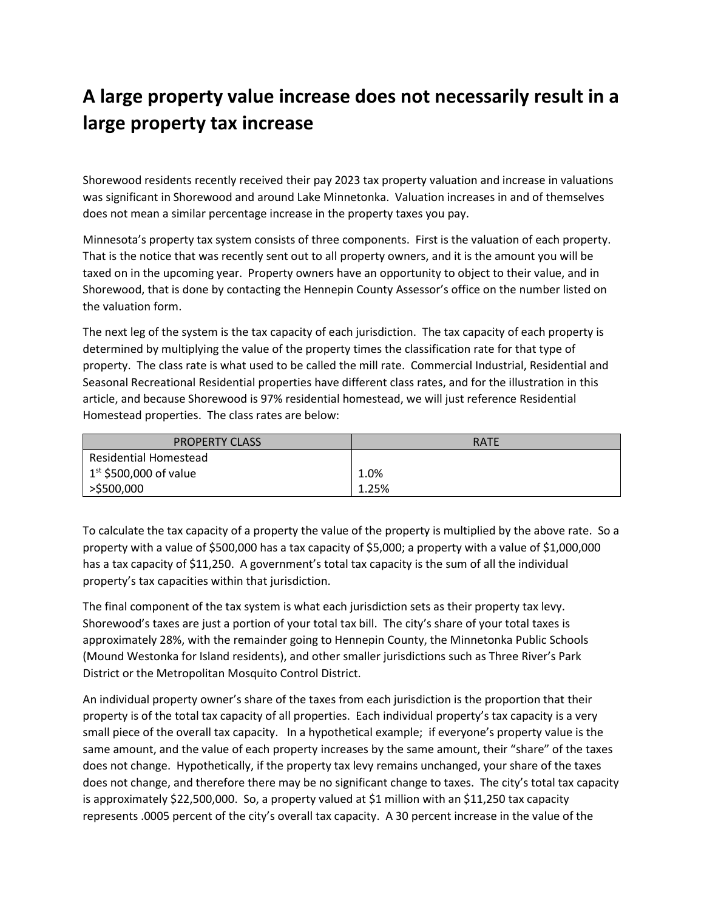# A large property value increase does not necessarily result in a large property tax increase

Shorewood residents recently received their pay 2023 tax property valuation and increase in valuations was significant in Shorewood and around Lake Minnetonka. Valuation increases in and of themselves does not mean a similar percentage increase in the property taxes you pay.

Minnesota's property tax system consists of three components. First is the valuation of each property. That is the notice that was recently sent out to all property owners, and it is the amount you will be taxed on in the upcoming year. Property owners have an opportunity to object to their value, and in Shorewood, that is done by contacting the Hennepin County Assessor's office on the number listed on the valuation form.

The next leg of the system is the tax capacity of each jurisdiction. The tax capacity of each property is determined by multiplying the value of the property times the classification rate for that type of property. The class rate is what used to be called the mill rate. Commercial Industrial, Residential and Seasonal Recreational Residential properties have different class rates, and for the illustration in this article, and because Shorewood is 97% residential homestead, we will just reference Residential Homestead properties. The class rates are below:

| PROPERTY CLASS | RATE |
|---|---|
| Residential Homestead | |
| 1st $500,000 of value | 1.0% |
| >$500,000 | 1.25% |

To calculate the tax capacity of a property the value of the property is multiplied by the above rate. So a property with a value of $500,000 has a tax capacity of $5,000; a property with a value of $1,000,000 has a tax capacity of $11,250. A government's total tax capacity is the sum of all the individual property's tax capacities within that jurisdiction.

The final component of the tax system is what each jurisdiction sets as their property tax levy. Shorewood's taxes are just a portion of your total tax bill. The city's share of your total taxes is approximately 28%, with the remainder going to Hennepin County, the Minnetonka Public Schools (Mound Westonka for Island residents), and other smaller jurisdictions such as Three River's Park District or the Metropolitan Mosquito Control District.

An individual property owner's share of the taxes from each jurisdiction is the proportion that their property is of the total tax capacity of all properties. Each individual property's tax capacity is a very small piece of the overall tax capacity. In a hypothetical example; if everyone's property value is the same amount, and the value of each property increases by the same amount, their "share" of the taxes does not change. Hypothetically, if the property tax levy remains unchanged, your share of the taxes does not change, and therefore there may be no significant change to taxes. The city's total tax capacity is approximately $22,500,000. So, a property valued at $1 million with an $11,250 tax capacity represents .0005 percent of the city's overall tax capacity. A 30 percent increase in the value of the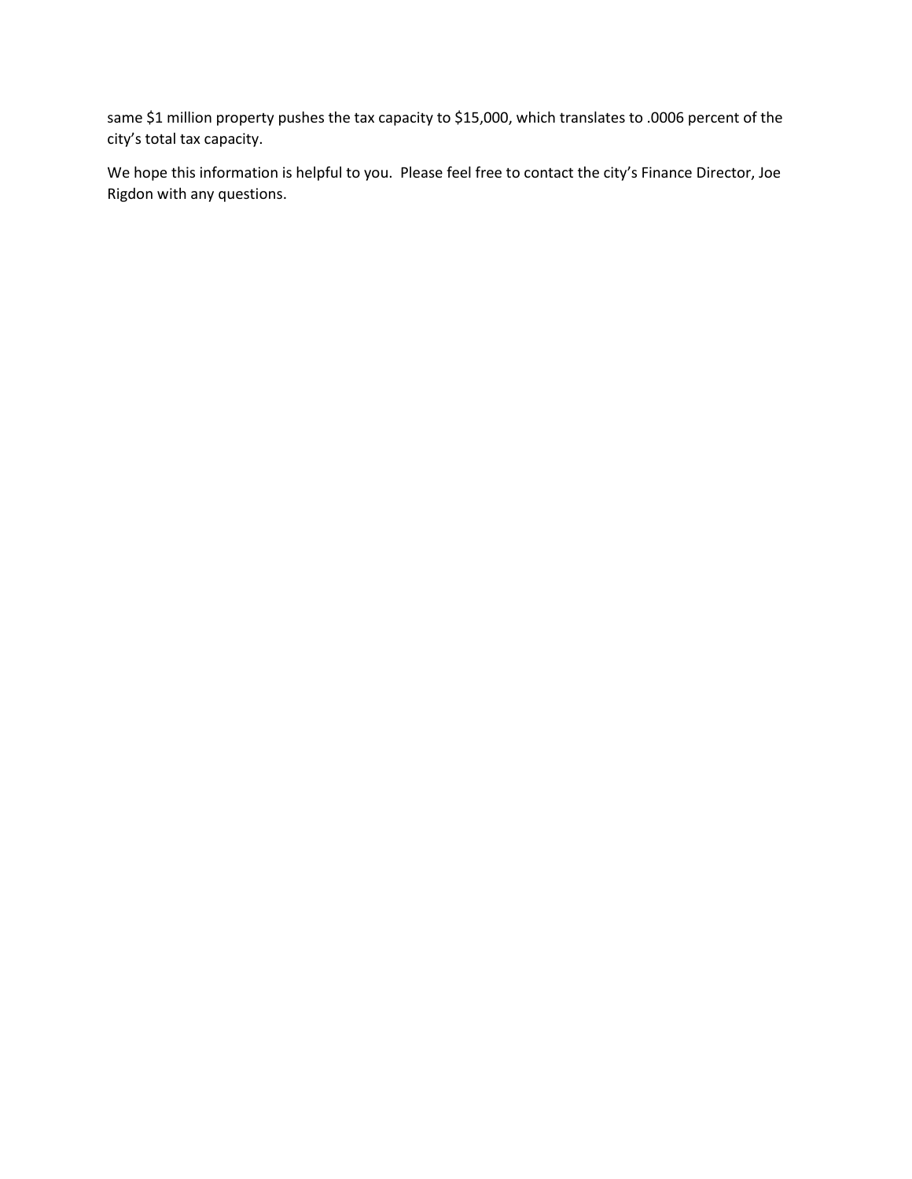same $1 million property pushes the tax capacity to $15,000, which translates to .0006 percent of the city's total tax capacity.

We hope this information is helpful to you. Please feel free to contact the city's Finance Director, Joe Rigdon with any questions.